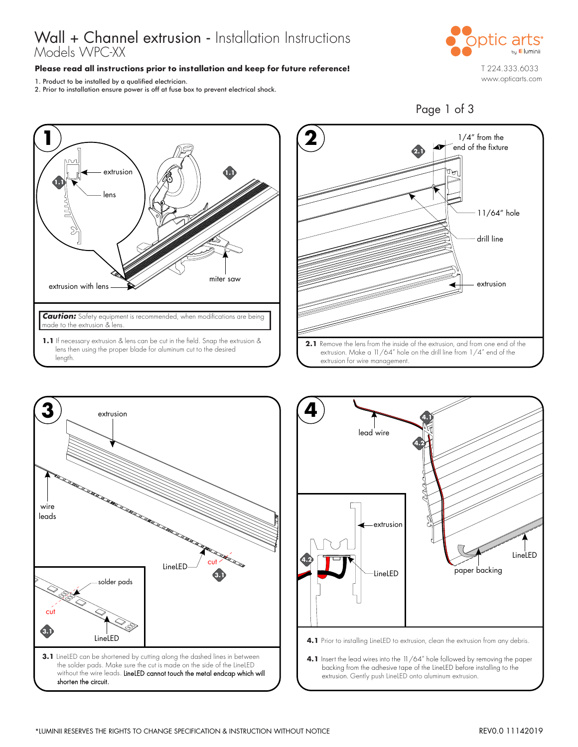# Wall + Channel extrusion - Installation Instructions

Models WPC-XX

**Please read all instructions prior to installation and keep for future reference!**

1. Product to be installed by a qualified electrician.
2. Prior to installation ensure power is off at fuse box to prevent electrical shock.

optic arts by luminii

T 224.333.6033
www.opticarts.com

## 1

extrusion

lens

extrusion with lens

miter saw

***Caution:*** Safety equipment is recommended, when modifications are being made to the extrusion & lens.

**1.1** If necessary extrusion & lens can be cut in the field. Snap the extrusion & lens then using the proper blade for aluminum cut to the desired length.

## 2

1/4" from the end of the fixture

11/64" hole

drill line

extrusion

**2.1** Remove the lens from the inside of the extrusion, and from one end of the extrusion. Make a 11/64" hole on the drill line from 1/4" end of the extrusion for wire management.

## 3

extrusion

wire leads

LineLED

cut

solder pads

**3.1** LineLED can be shortened by cutting along the dashed lines in between the solder pads. Make sure the cut is made on the side of the LineLED without the wire leads. LineLED cannot touch the metal endcap which will shorten the circuit.

## 4

lead wire

extrusion

LineLED

paper backing

**4.1** Prior to installing LineLED to extrusion, clean the extrusion from any debris.

**4.1** Insert the lead wires into the 11/64" hole followed by removing the paper backing from the adhesive tape of the LineLED before installing to the extrusion. Gently push LineLED onto aluminum extrusion.

*LUMINII RESERVES THE RIGHTS TO CHANGE SPECIFICATION & INSTRUCTION WITHOUT NOTICE

REV0.0 11142019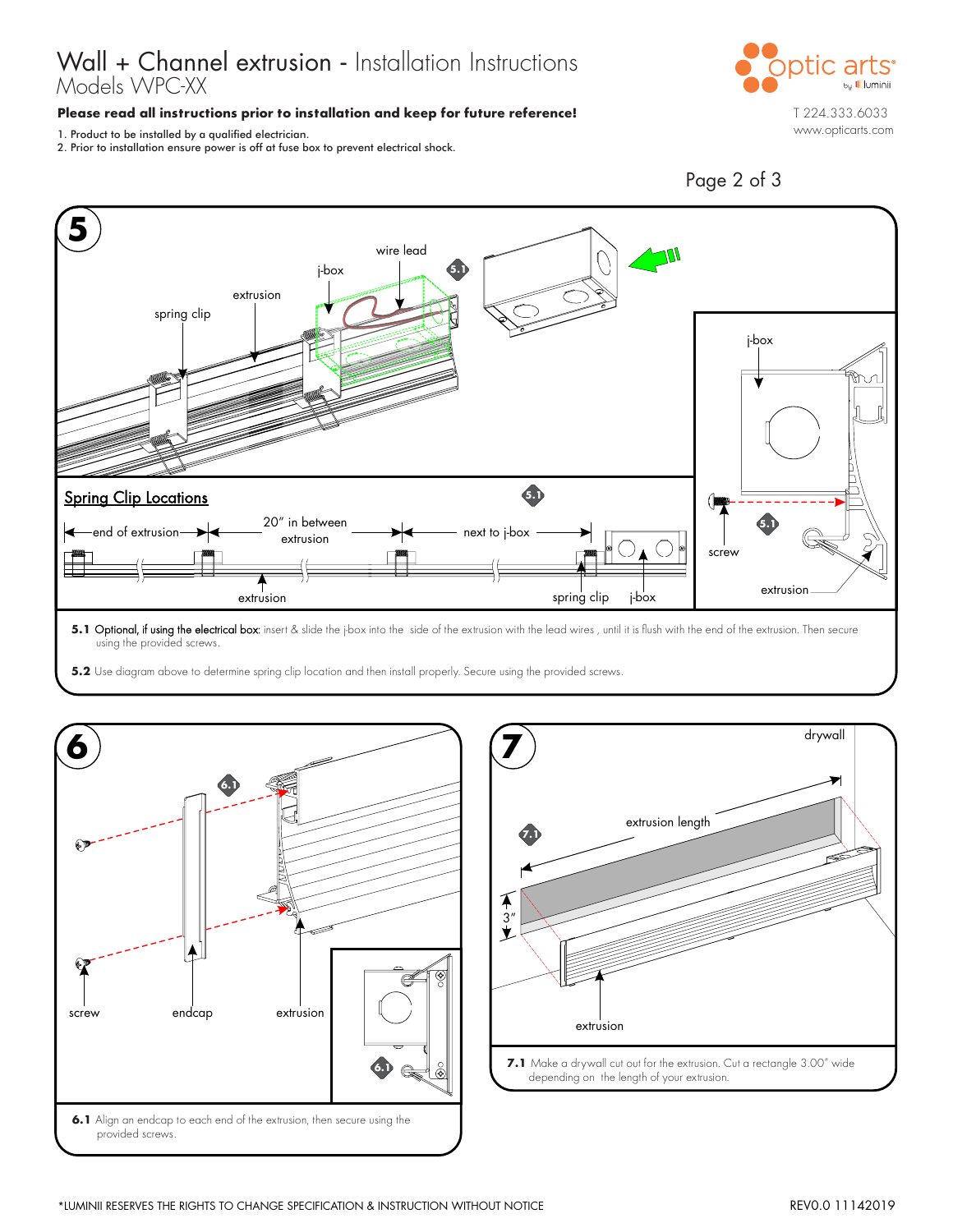# Wall + Channel extrusion - Installation Instructions

Models WPC-XX

**Please read all instructions prior to installation and keep for future reference!**

1. Product to be installed by a qualified electrician.
2. Prior to installation ensure power is off at fuse box to prevent electrical shock.

T 224.333.6033
www.opticarts.com

## 5

wire lead
j-box
extrusion
spring clip

j-box
screw
extrusion

### Spring Clip Locations

end of extrusion — 20" in between extrusion — next to j-box

extrusion
spring clip
j-box

**5.1** Optional, if using the electrical box: insert & slide the j-box into the side of the extrusion with the lead wires , until it is flush with the end of the extrusion. Then secure using the provided screws.

**5.2** Use diagram above to determine spring clip location and then install properly. Secure using the provided screws.

## 6

screw
endcap
extrusion

**6.1** Align an endcap to each end of the extrusion, then secure using the provided screws.

## 7

drywall
extrusion length
3"
extrusion

**7.1** Make a drywall cut out for the extrusion. Cut a rectangle 3.00" wide depending on the length of your extrusion.

*LUMINII RESERVES THE RIGHTS TO CHANGE SPECIFICATION & INSTRUCTION WITHOUT NOTICE

REV0.0 11142019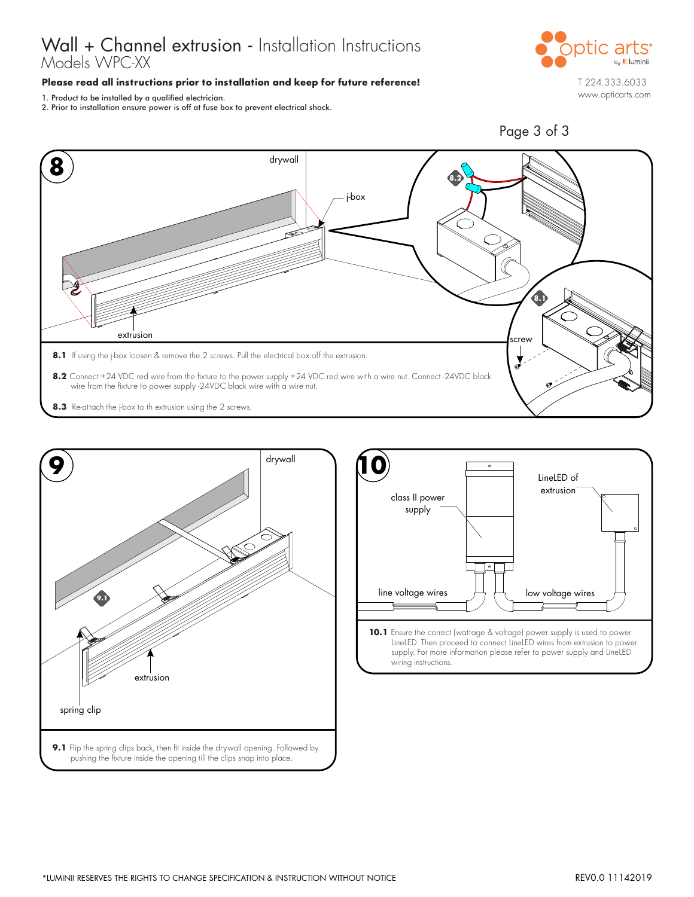# Wall + Channel extrusion - Installation Instructions

Models WPC-XX

**Please read all instructions prior to installation and keep for future reference!**

1. Product to be installed by a qualified electrician.
2. Prior to installation ensure power is off at fuse box to prevent electrical shock.

T 224.333.6033
www.opticarts.com

## 8

drywall

j-box

extrusion

screw

**8.1** If using the j-box loosen & remove the 2 screws. Pull the electrical box off the extrusion.

**8.2** Connect +24 VDC red wire from the fixture to the power supply +24 VDC red wire with a wire nut. Connect -24VDC black wire from the fixture to power supply -24VDC black wire with a wire nut.

**8.3** Re-attach the j-box to th extrusion using the 2 screws.

## 9

drywall

extrusion

spring clip

**9.1** Flip the spring clips back, then fit inside the drywall opening. Followed by pushing the fixture inside the opening till the clips snap into place.

## 10

class II power supply

LineLED of extrusion

line voltage wires

low voltage wires

**10.1** Ensure the correct (wattage & voltage) power supply is used to power LineLED. Then proceed to connect LineLED wires from extrusion to power supply. For more information please refer to power supply and LineLED wiring instructions.

*LUMINII RESERVES THE RIGHTS TO CHANGE SPECIFICATION & INSTRUCTION WITHOUT NOTICE

REV0.0 11142019